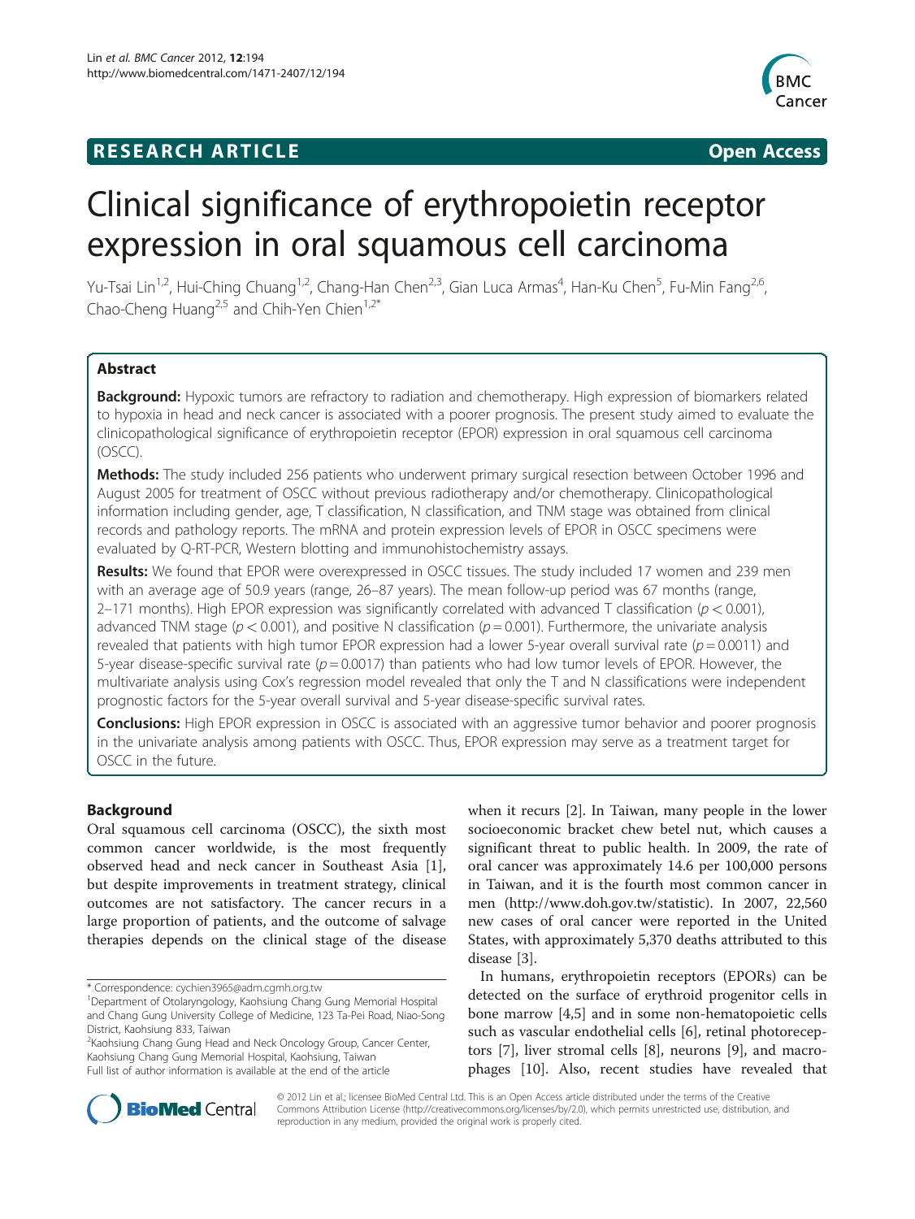RESEARCH ARTICLE Open Access

# Clinical significance of erythropoietin receptor expression in oral squamous cell carcinoma

Yu-Tsai Lin[1,2], Hui-Ching Chuang[1,2], Chang-Han Chen[2,3], Gian Luca Armas[4], Han-Ku Chen[5], Fu-Min Fang[2,6], Chao-Cheng Huang[2,5] and Chih-Yen Chien[1,2*]

## Abstract

**Background:** Hypoxic tumors are refractory to radiation and chemotherapy. High expression of biomarkers related to hypoxia in head and neck cancer is associated with a poorer prognosis. The present study aimed to evaluate the clinicopathological significance of erythropoietin receptor (EPOR) expression in oral squamous cell carcinoma (OSCC).

**Methods:** The study included 256 patients who underwent primary surgical resection between October 1996 and August 2005 for treatment of OSCC without previous radiotherapy and/or chemotherapy. Clinicopathological information including gender, age, T classification, N classification, and TNM stage was obtained from clinical records and pathology reports. The mRNA and protein expression levels of EPOR in OSCC specimens were evaluated by Q-RT-PCR, Western blotting and immunohistochemistry assays.

**Results:** We found that EPOR were overexpressed in OSCC tissues. The study included 17 women and 239 men with an average age of 50.9 years (range, 26–87 years). The mean follow-up period was 67 months (range, 2–171 months). High EPOR expression was significantly correlated with advanced T classification ($p < 0.001$), advanced TNM stage ($p < 0.001$), and positive N classification ($p = 0.001$). Furthermore, the univariate analysis revealed that patients with high tumor EPOR expression had a lower 5-year overall survival rate ($p = 0.0011$) and 5-year disease-specific survival rate ($p = 0.0017$) than patients who had low tumor levels of EPOR. However, the multivariate analysis using Cox's regression model revealed that only the T and N classifications were independent prognostic factors for the 5-year overall survival and 5-year disease-specific survival rates.

**Conclusions:** High EPOR expression in OSCC is associated with an aggressive tumor behavior and poorer prognosis in the univariate analysis among patients with OSCC. Thus, EPOR expression may serve as a treatment target for OSCC in the future.

## Background

Oral squamous cell carcinoma (OSCC), the sixth most common cancer worldwide, is the most frequently observed head and neck cancer in Southeast Asia [1], but despite improvements in treatment strategy, clinical outcomes are not satisfactory. The cancer recurs in a large proportion of patients, and the outcome of salvage therapies depends on the clinical stage of the disease when it recurs [2]. In Taiwan, many people in the lower socioeconomic bracket chew betel nut, which causes a significant threat to public health. In 2009, the rate of oral cancer was approximately 14.6 per 100,000 persons in Taiwan, and it is the fourth most common cancer in men (http://www.doh.gov.tw/statistic). In 2007, 22,560 new cases of oral cancer were reported in the United States, with approximately 5,370 deaths attributed to this disease [3].

In humans, erythropoietin receptors (EPORs) can be detected on the surface of erythroid progenitor cells in bone marrow [4,5] and in some non-hematopoietic cells such as vascular endothelial cells [6], retinal photoreceptors [7], liver stromal cells [8], neurons [9], and macrophages [10]. Also, recent studies have revealed that

* Correspondence: cychien3965@adm.cgmh.org.tw
[1]Department of Otolaryngology, Kaohsiung Chang Gung Memorial Hospital and Chang Gung University College of Medicine, 123 Ta-Pei Road, Niao-Song District, Kaohsiung 833, Taiwan
[2]Kaohsiung Chang Gung Head and Neck Oncology Group, Cancer Center, Kaohsiung Chang Gung Memorial Hospital, Kaohsiung, Taiwan
Full list of author information is available at the end of the article

© 2012 Lin et al.; licensee BioMed Central Ltd. This is an Open Access article distributed under the terms of the Creative Commons Attribution License (http://creativecommons.org/licenses/by/2.0), which permits unrestricted use, distribution, and reproduction in any medium, provided the original work is properly cited.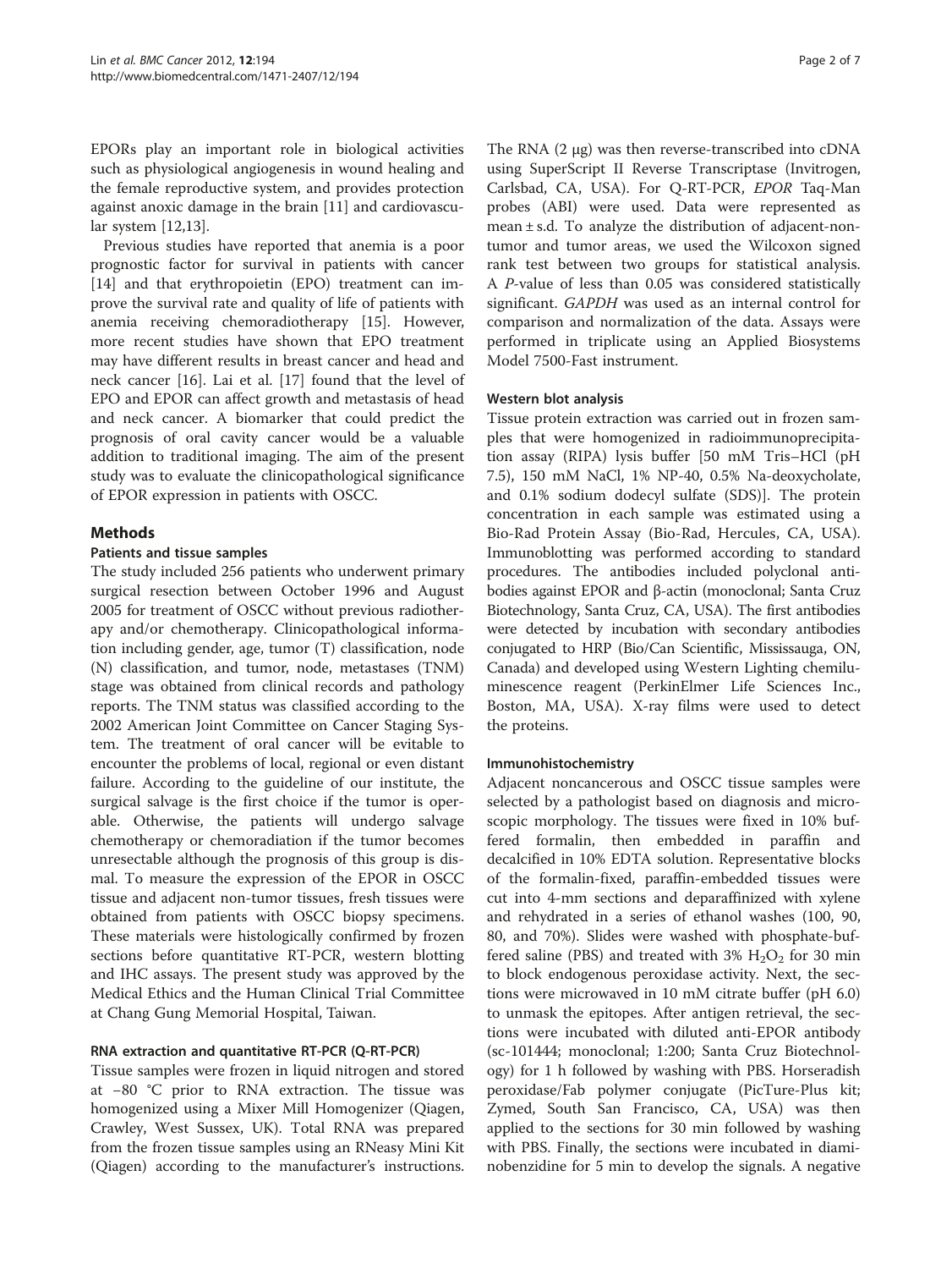EPORs play an important role in biological activities such as physiological angiogenesis in wound healing and the female reproductive system, and provides protection against anoxic damage in the brain [11] and cardiovascular system [12,13].

Previous studies have reported that anemia is a poor prognostic factor for survival in patients with cancer [14] and that erythropoietin (EPO) treatment can improve the survival rate and quality of life of patients with anemia receiving chemoradiotherapy [15]. However, more recent studies have shown that EPO treatment may have different results in breast cancer and head and neck cancer [16]. Lai et al. [17] found that the level of EPO and EPOR can affect growth and metastasis of head and neck cancer. A biomarker that could predict the prognosis of oral cavity cancer would be a valuable addition to traditional imaging. The aim of the present study was to evaluate the clinicopathological significance of EPOR expression in patients with OSCC.

## Methods

### Patients and tissue samples

The study included 256 patients who underwent primary surgical resection between October 1996 and August 2005 for treatment of OSCC without previous radiotherapy and/or chemotherapy. Clinicopathological information including gender, age, tumor (T) classification, node (N) classification, and tumor, node, metastases (TNM) stage was obtained from clinical records and pathology reports. The TNM status was classified according to the 2002 American Joint Committee on Cancer Staging System. The treatment of oral cancer will be evitable to encounter the problems of local, regional or even distant failure. According to the guideline of our institute, the surgical salvage is the first choice if the tumor is operable. Otherwise, the patients will undergo salvage chemotherapy or chemoradiation if the tumor becomes unresectable although the prognosis of this group is dismal. To measure the expression of the EPOR in OSCC tissue and adjacent non-tumor tissues, fresh tissues were obtained from patients with OSCC biopsy specimens. These materials were histologically confirmed by frozen sections before quantitative RT-PCR, western blotting and IHC assays. The present study was approved by the Medical Ethics and the Human Clinical Trial Committee at Chang Gung Memorial Hospital, Taiwan.

### RNA extraction and quantitative RT-PCR (Q-RT-PCR)

Tissue samples were frozen in liquid nitrogen and stored at −80 °C prior to RNA extraction. The tissue was homogenized using a Mixer Mill Homogenizer (Qiagen, Crawley, West Sussex, UK). Total RNA was prepared from the frozen tissue samples using an RNeasy Mini Kit (Qiagen) according to the manufacturer's instructions. The RNA (2 μg) was then reverse-transcribed into cDNA using SuperScript II Reverse Transcriptase (Invitrogen, Carlsbad, CA, USA). For Q-RT-PCR, *EPOR* Taq-Man probes (ABI) were used. Data were represented as mean ± s.d. To analyze the distribution of adjacent-non-tumor and tumor areas, we used the Wilcoxon signed rank test between two groups for statistical analysis. A *P*-value of less than 0.05 was considered statistically significant. *GAPDH* was used as an internal control for comparison and normalization of the data. Assays were performed in triplicate using an Applied Biosystems Model 7500-Fast instrument.

### Western blot analysis

Tissue protein extraction was carried out in frozen samples that were homogenized in radioimmunoprecipitation assay (RIPA) lysis buffer [50 mM Tris−HCl (pH 7.5), 150 mM NaCl, 1% NP-40, 0.5% Na-deoxycholate, and 0.1% sodium dodecyl sulfate (SDS)]. The protein concentration in each sample was estimated using a Bio-Rad Protein Assay (Bio-Rad, Hercules, CA, USA). Immunoblotting was performed according to standard procedures. The antibodies included polyclonal antibodies against EPOR and β-actin (monoclonal; Santa Cruz Biotechnology, Santa Cruz, CA, USA). The first antibodies were detected by incubation with secondary antibodies conjugated to HRP (Bio/Can Scientific, Mississauga, ON, Canada) and developed using Western Lighting chemiluminescence reagent (PerkinElmer Life Sciences Inc., Boston, MA, USA). X-ray films were used to detect the proteins.

### Immunohistochemistry

Adjacent noncancerous and OSCC tissue samples were selected by a pathologist based on diagnosis and microscopic morphology. The tissues were fixed in 10% buffered formalin, then embedded in paraffin and decalcified in 10% EDTA solution. Representative blocks of the formalin-fixed, paraffin-embedded tissues were cut into 4-mm sections and deparaffinized with xylene and rehydrated in a series of ethanol washes (100, 90, 80, and 70%). Slides were washed with phosphate-buffered saline (PBS) and treated with 3% $H_2O_2$ for 30 min to block endogenous peroxidase activity. Next, the sections were microwaved in 10 mM citrate buffer (pH 6.0) to unmask the epitopes. After antigen retrieval, the sections were incubated with diluted anti-EPOR antibody (sc-101444; monoclonal; 1:200; Santa Cruz Biotechnology) for 1 h followed by washing with PBS. Horseradish peroxidase/Fab polymer conjugate (PicTure-Plus kit; Zymed, South San Francisco, CA, USA) was then applied to the sections for 30 min followed by washing with PBS. Finally, the sections were incubated in diaminobenzidine for 5 min to develop the signals. A negative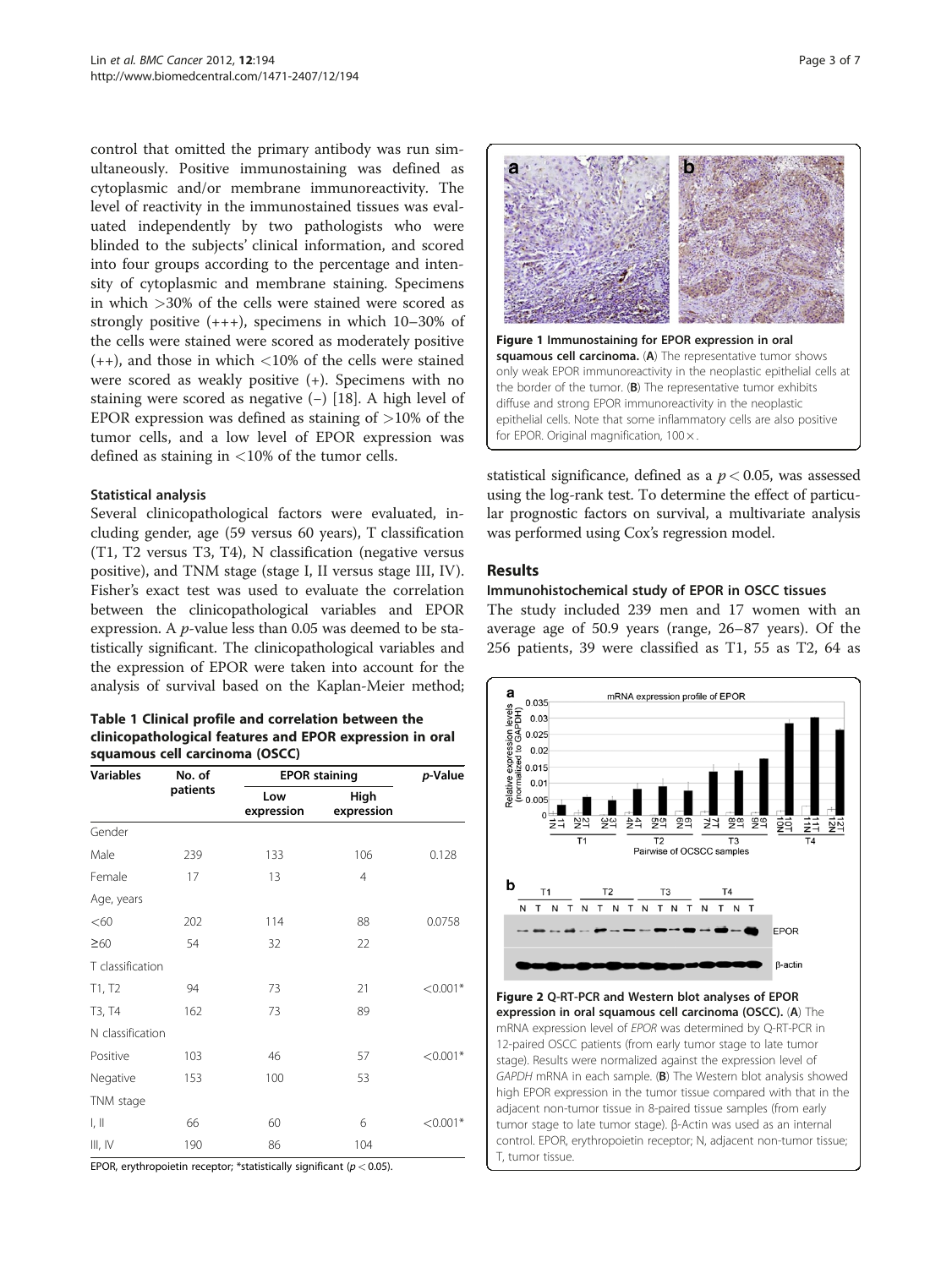control that omitted the primary antibody was run simultaneously. Positive immunostaining was defined as cytoplasmic and/or membrane immunoreactivity. The level of reactivity in the immunostained tissues was evaluated independently by two pathologists who were blinded to the subjects' clinical information, and scored into four groups according to the percentage and intensity of cytoplasmic and membrane staining. Specimens in which >30% of the cells were stained were scored as strongly positive (+++), specimens in which 10–30% of the cells were stained were scored as moderately positive (++), and those in which <10% of the cells were stained were scored as weakly positive (+). Specimens with no staining were scored as negative (−) [18]. A high level of EPOR expression was defined as staining of >10% of the tumor cells, and a low level of EPOR expression was defined as staining in <10% of the tumor cells.

### Statistical analysis

Several clinicopathological factors were evaluated, including gender, age (59 versus 60 years), T classification (T1, T2 versus T3, T4), N classification (negative versus positive), and TNM stage (stage I, II versus stage III, IV). Fisher's exact test was used to evaluate the correlation between the clinicopathological variables and EPOR expression. A $p$-value less than 0.05 was deemed to be statistically significant. The clinicopathological variables and the expression of EPOR were taken into account for the analysis of survival based on the Kaplan-Meier method; statistical significance, defined as a $p < 0.05$, was assessed using the log-rank test. To determine the effect of particular prognostic factors on survival, a multivariate analysis was performed using Cox's regression model.

**Table 1 Clinical profile and correlation between the clinicopathological features and EPOR expression in oral squamous cell carcinoma (OSCC)**

| Variables | No. of patients | EPOR staining | | p-Value |
|---|---|---|---|---|
| | | Low expression | High expression | |
| Gender | | | | |
| Male | 239 | 133 | 106 | 0.128 |
| Female | 17 | 13 | 4 | |
| Age, years | | | | |
| <60 | 202 | 114 | 88 | 0.0758 |
| ≥60 | 54 | 32 | 22 | |
| T classification | | | | |
| T1, T2 | 94 | 73 | 21 | <0.001* |
| T3, T4 | 162 | 73 | 89 | |
| N classification | | | | |
| Positive | 103 | 46 | 57 | <0.001* |
| Negative | 153 | 100 | 53 | |
| TNM stage | | | | |
| I, II | 66 | 60 | 6 | <0.001* |
| III, IV | 190 | 86 | 104 | |

EPOR, erythropoietin receptor; *statistically significant ($p < 0.05$).

**Figure 1 Immunostaining for EPOR expression in oral squamous cell carcinoma.** (**A**) The representative tumor shows only weak EPOR immunoreactivity in the neoplastic epithelial cells at the border of the tumor. (**B**) The representative tumor exhibits diffuse and strong EPOR immunoreactivity in the neoplastic epithelial cells. Note that some inflammatory cells are also positive for EPOR. Original magnification, 100×.

## Results

### Immunohistochemical study of EPOR in OSCC tissues

The study included 239 men and 17 women with an average age of 50.9 years (range, 26–87 years). Of the 256 patients, 39 were classified as T1, 55 as T2, 64 as

**Figure 2 Q-RT-PCR and Western blot analyses of EPOR expression in oral squamous cell carcinoma (OSCC).** (**A**) The mRNA expression level of *EPOR* was determined by Q-RT-PCR in 12-paired OSCC patients (from early tumor stage to late tumor stage). Results were normalized against the expression level of *GAPDH* mRNA in each sample. (**B**) The Western blot analysis showed high EPOR expression in the tumor tissue compared with that in the adjacent non-tumor tissue in 8-paired tissue samples (from early tumor stage to late tumor stage). β-Actin was used as an internal control. EPOR, erythropoietin receptor; N, adjacent non-tumor tissue; T, tumor tissue.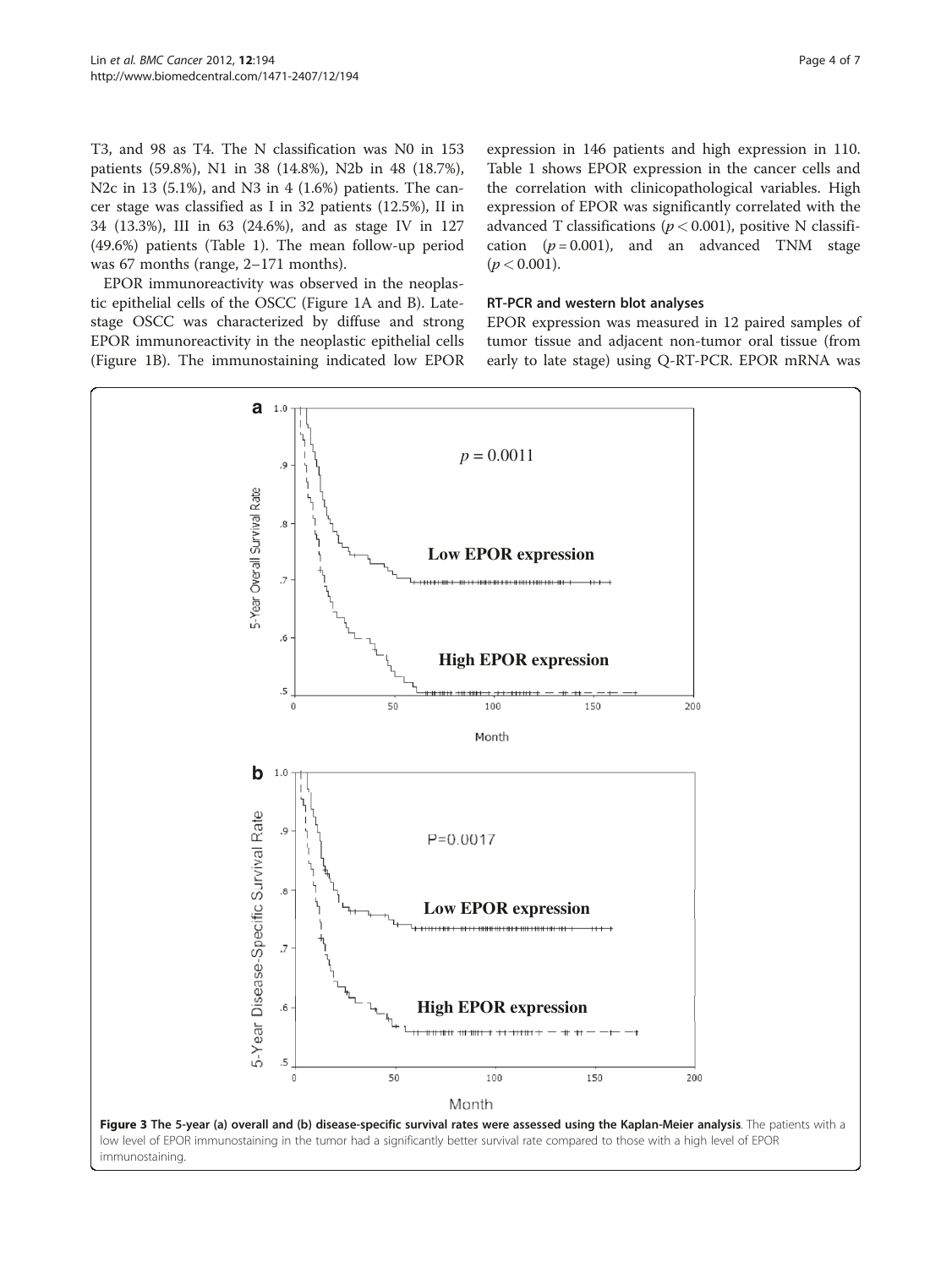T3, and 98 as T4. The N classification was N0 in 153 patients (59.8%), N1 in 38 (14.8%), N2b in 48 (18.7%), N2c in 13 (5.1%), and N3 in 4 (1.6%) patients. The cancer stage was classified as I in 32 patients (12.5%), II in 34 (13.3%), III in 63 (24.6%), and as stage IV in 127 (49.6%) patients (Table 1). The mean follow-up period was 67 months (range, 2–171 months).

EPOR immunoreactivity was observed in the neoplastic epithelial cells of the OSCC (Figure 1A and B). Late-stage OSCC was characterized by diffuse and strong EPOR immunoreactivity in the neoplastic epithelial cells (Figure 1B). The immunostaining indicated low EPOR expression in 146 patients and high expression in 110. Table 1 shows EPOR expression in the cancer cells and the correlation with clinicopathological variables. High expression of EPOR was significantly correlated with the advanced T classifications ($p < 0.001$), positive N classification ($p = 0.001$), and an advanced TNM stage ($p < 0.001$).

### RT-PCR and western blot analyses

EPOR expression was measured in 12 paired samples of tumor tissue and adjacent non-tumor oral tissue (from early to late stage) using Q-RT-PCR. EPOR mRNA was

**Figure 3 The 5-year (a) overall and (b) disease-specific survival rates were assessed using the Kaplan-Meier analysis**. The patients with a low level of EPOR immunostaining in the tumor had a significantly better survival rate compared to those with a high level of EPOR immunostaining.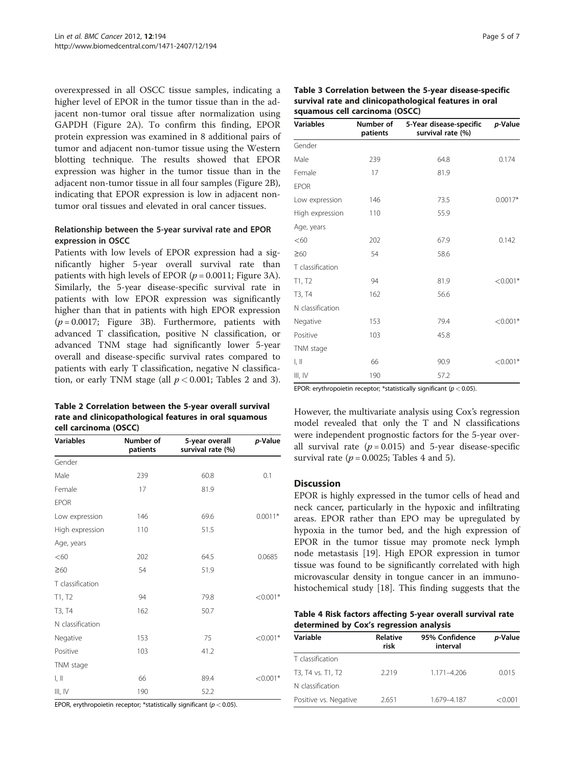overexpressed in all OSCC tissue samples, indicating a higher level of EPOR in the tumor tissue than in the adjacent non-tumor oral tissue after normalization using GAPDH (Figure 2A). To confirm this finding, EPOR protein expression was examined in 8 additional pairs of tumor and adjacent non-tumor tissue using the Western blotting technique. The results showed that EPOR expression was higher in the tumor tissue than in the adjacent non-tumor tissue in all four samples (Figure 2B), indicating that EPOR expression is low in adjacent non-tumor oral tissues and elevated in oral cancer tissues.

### Relationship between the 5-year survival rate and EPOR expression in OSCC

Patients with low levels of EPOR expression had a significantly higher 5-year overall survival rate than patients with high levels of EPOR ($p = 0.0011$; Figure 3A). Similarly, the 5-year disease-specific survival rate in patients with low EPOR expression was significantly higher than that in patients with high EPOR expression ($p = 0.0017$; Figure 3B). Furthermore, patients with advanced T classification, positive N classification, or advanced TNM stage had significantly lower 5-year overall and disease-specific survival rates compared to patients with early T classification, negative N classification, or early TNM stage (all $p < 0.001$; Tables 2 and 3).

**Table 2 Correlation between the 5-year overall survival rate and clinicopathological features in oral squamous cell carcinoma (OSCC)**

| Variables | Number of patients | 5-year overall survival rate (%) | *p*-Value |
|---|---|---|---|
| Gender | | | |
| Male | 239 | 60.8 | 0.1 |
| Female | 17 | 81.9 | |
| EPOR | | | |
| Low expression | 146 | 69.6 | 0.0011* |
| High expression | 110 | 51.5 | |
| Age, years | | | |
| <60 | 202 | 64.5 | 0.0685 |
| ≥60 | 54 | 51.9 | |
| T classification | | | |
| T1, T2 | 94 | 79.8 | <0.001* |
| T3, T4 | 162 | 50.7 | |
| N classification | | | |
| Negative | 153 | 75 | <0.001* |
| Positive | 103 | 41.2 | |
| TNM stage | | | |
| I, II | 66 | 89.4 | <0.001* |
| III, IV | 190 | 52.2 | |

EPOR, erythropoietin receptor; *statistically significant ($p < 0.05$).

**Table 3 Correlation between the 5-year disease-specific survival rate and clinicopathological features in oral squamous cell carcinoma (OSCC)**

| Variables | Number of patients | 5-Year disease-specific survival rate (%) | *p*-Value |
|---|---|---|---|
| Gender | | | |
| Male | 239 | 64.8 | 0.174 |
| Female | 17 | 81.9 | |
| EPOR | | | |
| Low expression | 146 | 73.5 | 0.0017* |
| High expression | 110 | 55.9 | |
| Age, years | | | |
| <60 | 202 | 67.9 | 0.142 |
| ≥60 | 54 | 58.6 | |
| T classification | | | |
| T1, T2 | 94 | 81.9 | <0.001* |
| T3, T4 | 162 | 56.6 | |
| N classification | | | |
| Negative | 153 | 79.4 | <0.001* |
| Positive | 103 | 45.8 | |
| TNM stage | | | |
| I, II | 66 | 90.9 | <0.001* |
| III, IV | 190 | 57.2 | |

EPOR: erythropoietin receptor; *statistically significant ($p < 0.05$).

However, the multivariate analysis using Cox's regression model revealed that only the T and N classifications were independent prognostic factors for the 5-year overall survival rate ($p = 0.015$) and 5-year disease-specific survival rate ($p = 0.0025$; Tables 4 and 5).

## Discussion

EPOR is highly expressed in the tumor cells of head and neck cancer, particularly in the hypoxic and infiltrating areas. EPOR rather than EPO may be upregulated by hypoxia in the tumor bed, and the high expression of EPOR in the tumor tissue may promote neck lymph node metastasis [19]. High EPOR expression in tumor tissue was found to be significantly correlated with high microvascular density in tongue cancer in an immunohistochemical study [18]. This finding suggests that the

**Table 4 Risk factors affecting 5-year overall survival rate determined by Cox's regression analysis**

| Variable | Relative risk | 95% Confidence interval | *p*-Value |
|---|---|---|---|
| T classification | | | |
| T3, T4 vs. T1, T2 | 2.219 | 1.171–4.206 | 0.015 |
| N classification | | | |
| Positive vs. Negative | 2.651 | 1.679–4.187 | <0.001 |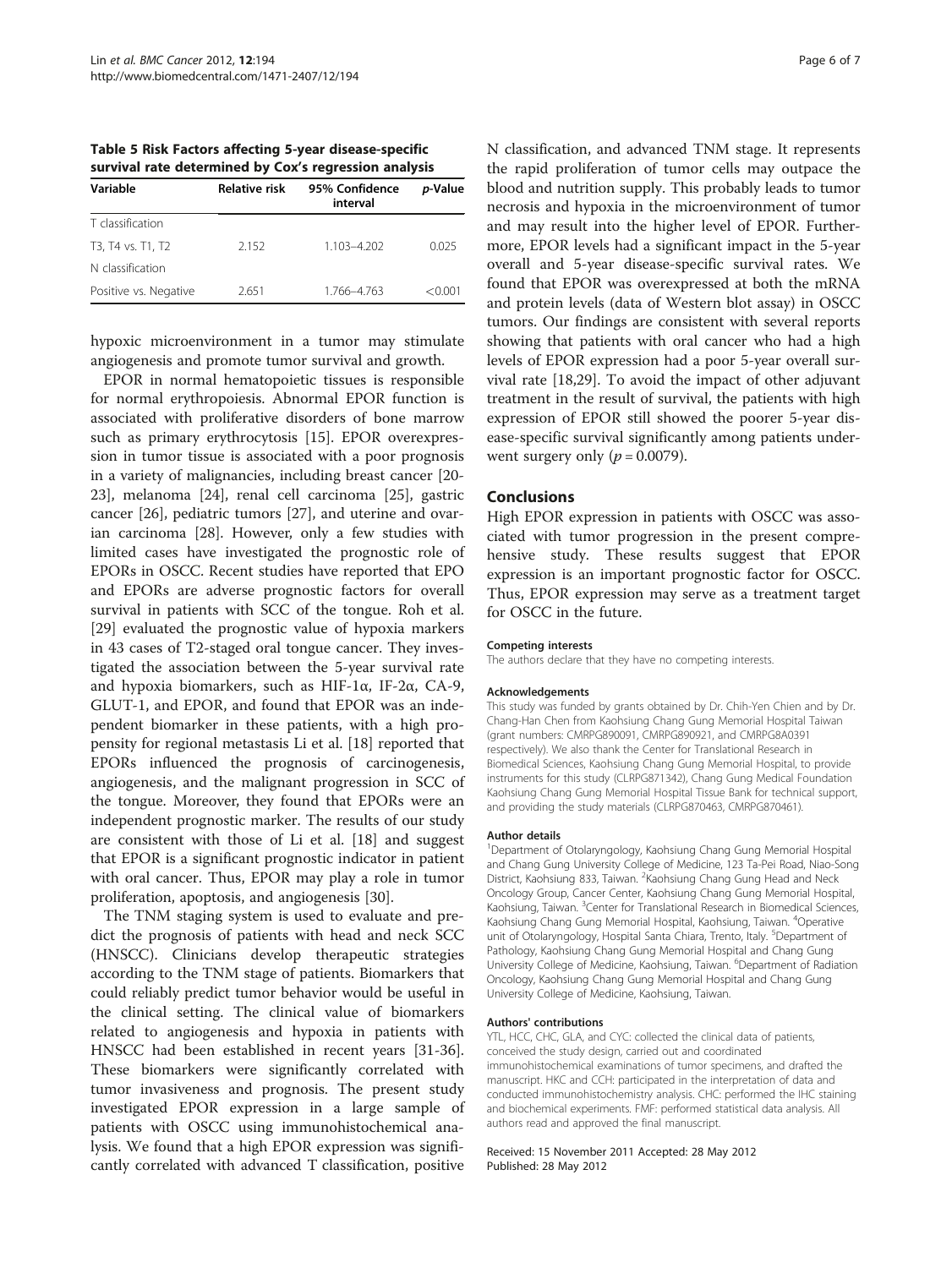**Table 5 Risk Factors affecting 5-year disease-specific survival rate determined by Cox's regression analysis**

| Variable | Relative risk | 95% Confidence interval | *p*-Value |
|---|---|---|---|
| T classification | | | |
| T3, T4 vs. T1, T2 | 2.152 | 1.103–4.202 | 0.025 |
| N classification | | | |
| Positive vs. Negative | 2.651 | 1.766–4.763 | <0.001 |

hypoxic microenvironment in a tumor may stimulate angiogenesis and promote tumor survival and growth.

EPOR in normal hematopoietic tissues is responsible for normal erythropoiesis. Abnormal EPOR function is associated with proliferative disorders of bone marrow such as primary erythrocytosis [15]. EPOR overexpression in tumor tissue is associated with a poor prognosis in a variety of malignancies, including breast cancer [20-23], melanoma [24], renal cell carcinoma [25], gastric cancer [26], pediatric tumors [27], and uterine and ovarian carcinoma [28]. However, only a few studies with limited cases have investigated the prognostic role of EPORs in OSCC. Recent studies have reported that EPO and EPORs are adverse prognostic factors for overall survival in patients with SCC of the tongue. Roh et al. [29] evaluated the prognostic value of hypoxia markers in 43 cases of T2-staged oral tongue cancer. They investigated the association between the 5-year survival rate and hypoxia biomarkers, such as HIF-1α, IF-2α, CA-9, GLUT-1, and EPOR, and found that EPOR was an independent biomarker in these patients, with a high propensity for regional metastasis Li et al. [18] reported that EPORs influenced the prognosis of carcinogenesis, angiogenesis, and the malignant progression in SCC of the tongue. Moreover, they found that EPORs were an independent prognostic marker. The results of our study are consistent with those of Li et al. [18] and suggest that EPOR is a significant prognostic indicator in patient with oral cancer. Thus, EPOR may play a role in tumor proliferation, apoptosis, and angiogenesis [30].

The TNM staging system is used to evaluate and predict the prognosis of patients with head and neck SCC (HNSCC). Clinicians develop therapeutic strategies according to the TNM stage of patients. Biomarkers that could reliably predict tumor behavior would be useful in the clinical setting. The clinical value of biomarkers related to angiogenesis and hypoxia in patients with HNSCC had been established in recent years [31-36]. These biomarkers were significantly correlated with tumor invasiveness and prognosis. The present study investigated EPOR expression in a large sample of patients with OSCC using immunohistochemical analysis. We found that a high EPOR expression was significantly correlated with advanced T classification, positive N classification, and advanced TNM stage. It represents the rapid proliferation of tumor cells may outpace the blood and nutrition supply. This probably leads to tumor necrosis and hypoxia in the microenvironment of tumor and may result into the higher level of EPOR. Furthermore, EPOR levels had a significant impact in the 5-year overall and 5-year disease-specific survival rates. We found that EPOR was overexpressed at both the mRNA and protein levels (data of Western blot assay) in OSCC tumors. Our findings are consistent with several reports showing that patients with oral cancer who had a high levels of EPOR expression had a poor 5-year overall survival rate [18,29]. To avoid the impact of other adjuvant treatment in the result of survival, the patients with high expression of EPOR still showed the poorer 5-year disease-specific survival significantly among patients underwent surgery only ($p = 0.0079$).

## Conclusions

High EPOR expression in patients with OSCC was associated with tumor progression in the present comprehensive study. These results suggest that EPOR expression is an important prognostic factor for OSCC. Thus, EPOR expression may serve as a treatment target for OSCC in the future.

#### Competing interests

The authors declare that they have no competing interests.

#### Acknowledgements

This study was funded by grants obtained by Dr. Chih-Yen Chien and by Dr. Chang-Han Chen from Kaohsiung Chang Gung Memorial Hospital Taiwan (grant numbers: CMRPG890091, CMRPG890921, and CMRPG8A0391 respectively). We also thank the Center for Translational Research in Biomedical Sciences, Kaohsiung Chang Gung Memorial Hospital, to provide instruments for this study (CLRPG871342), Chang Gung Medical Foundation Kaohsiung Chang Gung Memorial Hospital Tissue Bank for technical support, and providing the study materials (CLRPG870463, CMRPG870461).

#### Author details

[1]Department of Otolaryngology, Kaohsiung Chang Gung Memorial Hospital and Chang Gung University College of Medicine, 123 Ta-Pei Road, Niao-Song District, Kaohsiung 833, Taiwan. [2]Kaohsiung Chang Gung Head and Neck Oncology Group, Cancer Center, Kaohsiung Chang Gung Memorial Hospital, Kaohsiung, Taiwan. [3]Center for Translational Research in Biomedical Sciences, Kaohsiung Chang Gung Memorial Hospital, Kaohsiung, Taiwan. [4]Operative unit of Otolaryngology, Hospital Santa Chiara, Trento, Italy. [5]Department of Pathology, Kaohsiung Chang Gung Memorial Hospital and Chang Gung University College of Medicine, Kaohsiung, Taiwan. [6]Department of Radiation Oncology, Kaohsiung Chang Gung Memorial Hospital and Chang Gung University College of Medicine, Kaohsiung, Taiwan.

#### Authors' contributions

YTL, HCC, CHC, GLA, and CYC: collected the clinical data of patients, conceived the study design, carried out and coordinated immunohistochemical examinations of tumor specimens, and drafted the manuscript. HKC and CCH: participated in the interpretation of data and conducted immunohistochemistry analysis. CHC: performed the IHC staining and biochemical experiments. FMF: performed statistical data analysis. All authors read and approved the final manuscript.

Received: 15 November 2011 Accepted: 28 May 2012
Published: 28 May 2012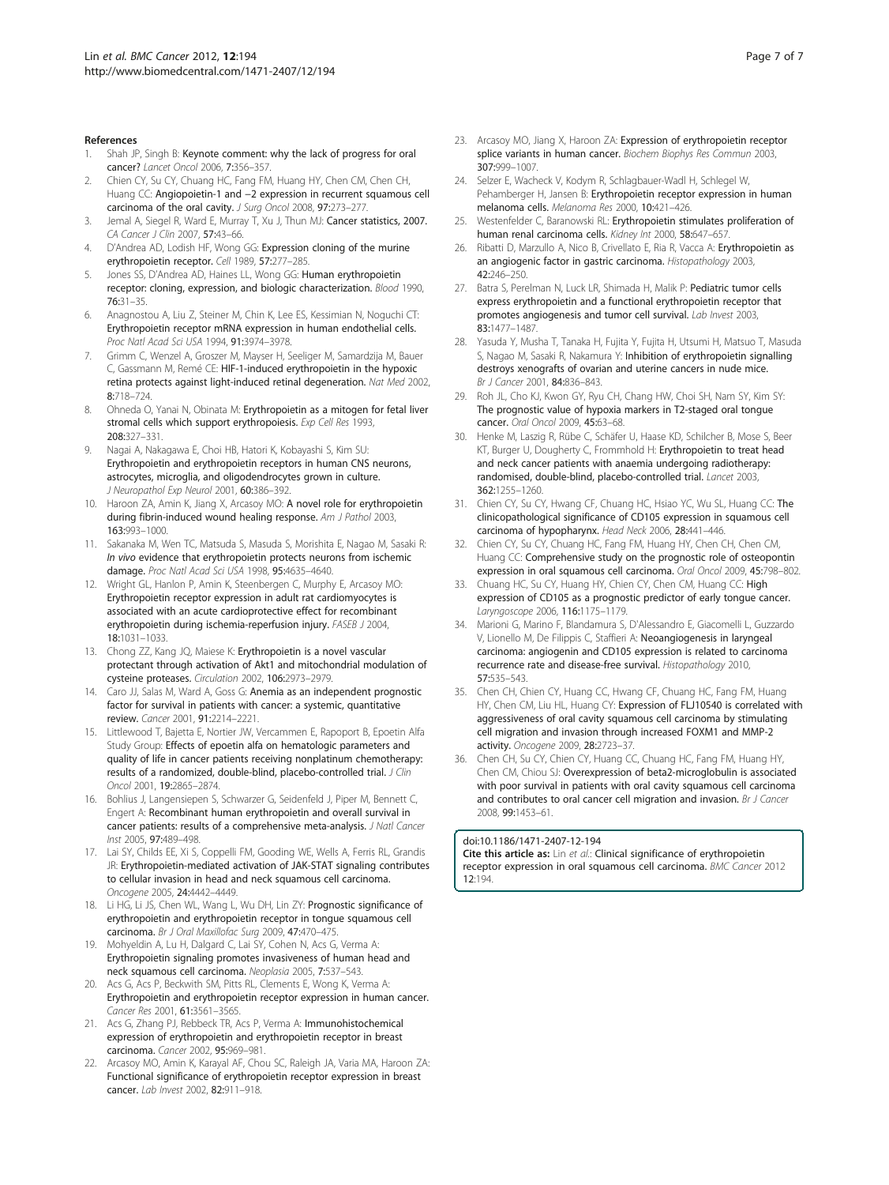## References

1. Shah JP, Singh B: **Keynote comment: why the lack of progress for oral cancer?** *Lancet Oncol* 2006, **7:**356–357.
2. Chien CY, Su CY, Chuang HC, Fang FM, Huang HY, Chen CM, Chen CH, Huang CC: **Angiopoietin-1 and −2 expression in recurrent squamous cell carcinoma of the oral cavity.** *J Surg Oncol* 2008, **97:**273–277.
3. Jemal A, Siegel R, Ward E, Murray T, Xu J, Thun MJ: **Cancer statistics, 2007.** *CA Cancer J Clin* 2007, **57:**43–66.
4. D'Andrea AD, Lodish HF, Wong GG: **Expression cloning of the murine erythropoietin receptor.** *Cell* 1989, **57:**277–285.
5. Jones SS, D'Andrea AD, Haines LL, Wong GG: **Human erythropoietin receptor: cloning, expression, and biologic characterization.** *Blood* 1990, **76:**31–35.
6. Anagnostou A, Liu Z, Steiner M, Chin K, Lee ES, Kessimian N, Noguchi CT: **Erythropoietin receptor mRNA expression in human endothelial cells.** *Proc Natl Acad Sci USA* 1994, **91:**3974–3978.
7. Grimm C, Wenzel A, Groszer M, Mayser H, Seeliger M, Samardzija M, Bauer C, Gassmann M, Remé CE: **HIF-1-induced erythropoietin in the hypoxic retina protects against light-induced retinal degeneration.** *Nat Med* 2002, **8:**718–724.
8. Ohneda O, Yanai N, Obinata M: **Erythropoietin as a mitogen for fetal liver stromal cells which support erythropoiesis.** *Exp Cell Res* 1993, **208:**327–331.
9. Nagai A, Nakagawa E, Choi HB, Hatori K, Kobayashi S, Kim SU: **Erythropoietin and erythropoietin receptors in human CNS neurons, astrocytes, microglia, and oligodendrocytes grown in culture.** *J Neuropathol Exp Neurol* 2001, **60:**386–392.
10. Haroon ZA, Amin K, Jiang X, Arcasoy MO: **A novel role for erythropoietin during fibrin-induced wound healing response.** *Am J Pathol* 2003, **163:**993–1000.
11. Sakanaka M, Wen TC, Matsuda S, Masuda S, Morishita E, Nagao M, Sasaki R: ***In vivo*** **evidence that erythropoietin protects neurons from ischemic damage.** *Proc Natl Acad Sci USA* 1998, **95:**4635–4640.
12. Wright GL, Hanlon P, Amin K, Steenbergen C, Murphy E, Arcasoy MO: **Erythropoietin receptor expression in adult rat cardiomyocytes is associated with an acute cardioprotective effect for recombinant erythropoietin during ischemia-reperfusion injury.** *FASEB J* 2004, **18:**1031–1033.
13. Chong ZZ, Kang JQ, Maiese K: **Erythropoietin is a novel vascular protectant through activation of Akt1 and mitochondrial modulation of cysteine proteases.** *Circulation* 2002, **106:**2973–2979.
14. Caro JJ, Salas M, Ward A, Goss G: **Anemia as an independent prognostic factor for survival in patients with cancer: a systemic, quantitative review.** *Cancer* 2001, **91:**2214–2221.
15. Littlewood T, Bajetta E, Nortier JW, Vercammen E, Rapoport B, Epoetin Alfa Study Group: **Effects of epoetin alfa on hematologic parameters and quality of life in cancer patients receiving nonplatinum chemotherapy: results of a randomized, double-blind, placebo-controlled trial.** *J Clin Oncol* 2001, **19:**2865–2874.
16. Bohlius J, Langensiepen S, Schwarzer G, Seidenfeld J, Piper M, Bennett C, Engert A: **Recombinant human erythropoietin and overall survival in cancer patients: results of a comprehensive meta-analysis.** *J Natl Cancer Inst* 2005, **97:**489–498.
17. Lai SY, Childs EE, Xi S, Coppelli FM, Gooding WE, Wells A, Ferris RL, Grandis JR: **Erythropoietin-mediated activation of JAK-STAT signaling contributes to cellular invasion in head and neck squamous cell carcinoma.** *Oncogene* 2005, **24:**4442–4449.
18. Li HG, Li JS, Chen WL, Wang L, Wu DH, Lin ZY: **Prognostic significance of erythropoietin and erythropoietin receptor in tongue squamous cell carcinoma.** *Br J Oral Maxillofac Surg* 2009, **47:**470–475.
19. Mohyeldin A, Lu H, Dalgard C, Lai SY, Cohen N, Acs G, Verma A: **Erythropoietin signaling promotes invasiveness of human head and neck squamous cell carcinoma.** *Neoplasia* 2005, **7:**537–543.
20. Acs G, Acs P, Beckwith SM, Pitts RL, Clements E, Wong K, Verma A: **Erythropoietin and erythropoietin receptor expression in human cancer.** *Cancer Res* 2001, **61:**3561–3565.
21. Acs G, Zhang PJ, Rebbeck TR, Acs P, Verma A: **Immunohistochemical expression of erythropoietin and erythropoietin receptor in breast carcinoma.** *Cancer* 2002, **95:**969–981.
22. Arcasoy MO, Amin K, Karayal AF, Chou SC, Raleigh JA, Varia MA, Haroon ZA: **Functional significance of erythropoietin receptor expression in breast cancer.** *Lab Invest* 2002, **82:**911–918.
23. Arcasoy MO, Jiang X, Haroon ZA: **Expression of erythropoietin receptor splice variants in human cancer.** *Biochem Biophys Res Commun* 2003, **307:**999–1007.
24. Selzer E, Wacheck V, Kodym R, Schlagbauer-Wadl H, Schlegel W, Pehamberger H, Jansen B: **Erythropoietin receptor expression in human melanoma cells.** *Melanoma Res* 2000, **10:**421–426.
25. Westenfelder C, Baranowski RL: **Erythropoietin stimulates proliferation of human renal carcinoma cells.** *Kidney Int* 2000, **58:**647–657.
26. Ribatti D, Marzullo A, Nico B, Crivellato E, Ria R, Vacca A: **Erythropoietin as an angiogenic factor in gastric carcinoma.** *Histopathology* 2003, **42:**246–250.
27. Batra S, Perelman N, Luck LR, Shimada H, Malik P: **Pediatric tumor cells express erythropoietin and a functional erythropoietin receptor that promotes angiogenesis and tumor cell survival.** *Lab Invest* 2003, **83:**1477–1487.
28. Yasuda Y, Musha T, Tanaka H, Fujita Y, Fujita H, Utsumi H, Matsuo T, Masuda S, Nagao M, Sasaki R, Nakamura Y: **Inhibition of erythropoietin signalling destroys xenografts of ovarian and uterine cancers in nude mice.** *Br J Cancer* 2001, **84:**836–843.
29. Roh JL, Cho KJ, Kwon GY, Ryu CH, Chang HW, Choi SH, Nam SY, Kim SY: **The prognostic value of hypoxia markers in T2-staged oral tongue cancer.** *Oral Oncol* 2009, **45:**63–68.
30. Henke M, Laszig R, Rübe C, Schäfer U, Haase KD, Schilcher B, Mose S, Beer KT, Burger U, Dougherty C, Frommhold H: **Erythropoietin to treat head and neck cancer patients with anaemia undergoing radiotherapy: randomised, double-blind, placebo-controlled trial.** *Lancet* 2003, **362:**1255–1260.
31. Chien CY, Su CY, Hwang CF, Chuang HC, Hsiao YC, Wu SL, Huang CC: **The clinicopathological significance of CD105 expression in squamous cell carcinoma of hypopharynx.** *Head Neck* 2006, **28:**441–446.
32. Chien CY, Su CY, Chuang HC, Fang FM, Huang HY, Chen CH, Chen CM, Huang CC: **Comprehensive study on the prognostic role of osteopontin expression in oral squamous cell carcinoma.** *Oral Oncol* 2009, **45:**798–802.
33. Chuang HC, Su CY, Huang HY, Chien CY, Chen CM, Huang CC: **High expression of CD105 as a prognostic predictor of early tongue cancer.** *Laryngoscope* 2006, **116:**1175–1179.
34. Marioni G, Marino F, Blandamura S, D'Alessandro E, Giacomelli L, Guzzardo V, Lionello M, De Filippis C, Staffieri A: **Neoangiogenesis in laryngeal carcinoma: angiogenin and CD105 expression is related to carcinoma recurrence rate and disease-free survival.** *Histopathology* 2010, **57:**535–543.
35. Chen CH, Chien CY, Huang CC, Hwang CF, Chuang HC, Fang FM, Huang HY, Chen CM, Liu HL, Huang CY: **Expression of FLJ10540 is correlated with aggressiveness of oral cavity squamous cell carcinoma by stimulating cell migration and invasion through increased FOXM1 and MMP-2 activity.** *Oncogene* 2009, **28:**2723–37.
36. Chen CH, Su CY, Chien CY, Huang CC, Chuang HC, Fang FM, Huang HY, Chen CM, Chiou SJ: **Overexpression of beta2-microglobulin is associated with poor survival in patients with oral cavity squamous cell carcinoma and contributes to oral cancer cell migration and invasion.** *Br J Cancer* 2008, **99:**1453–61.

doi:10.1186/1471-2407-12-194

**Cite this article as:** Lin *et al.*: Clinical significance of erythropoietin receptor expression in oral squamous cell carcinoma. *BMC Cancer* 2012 **12**:194.